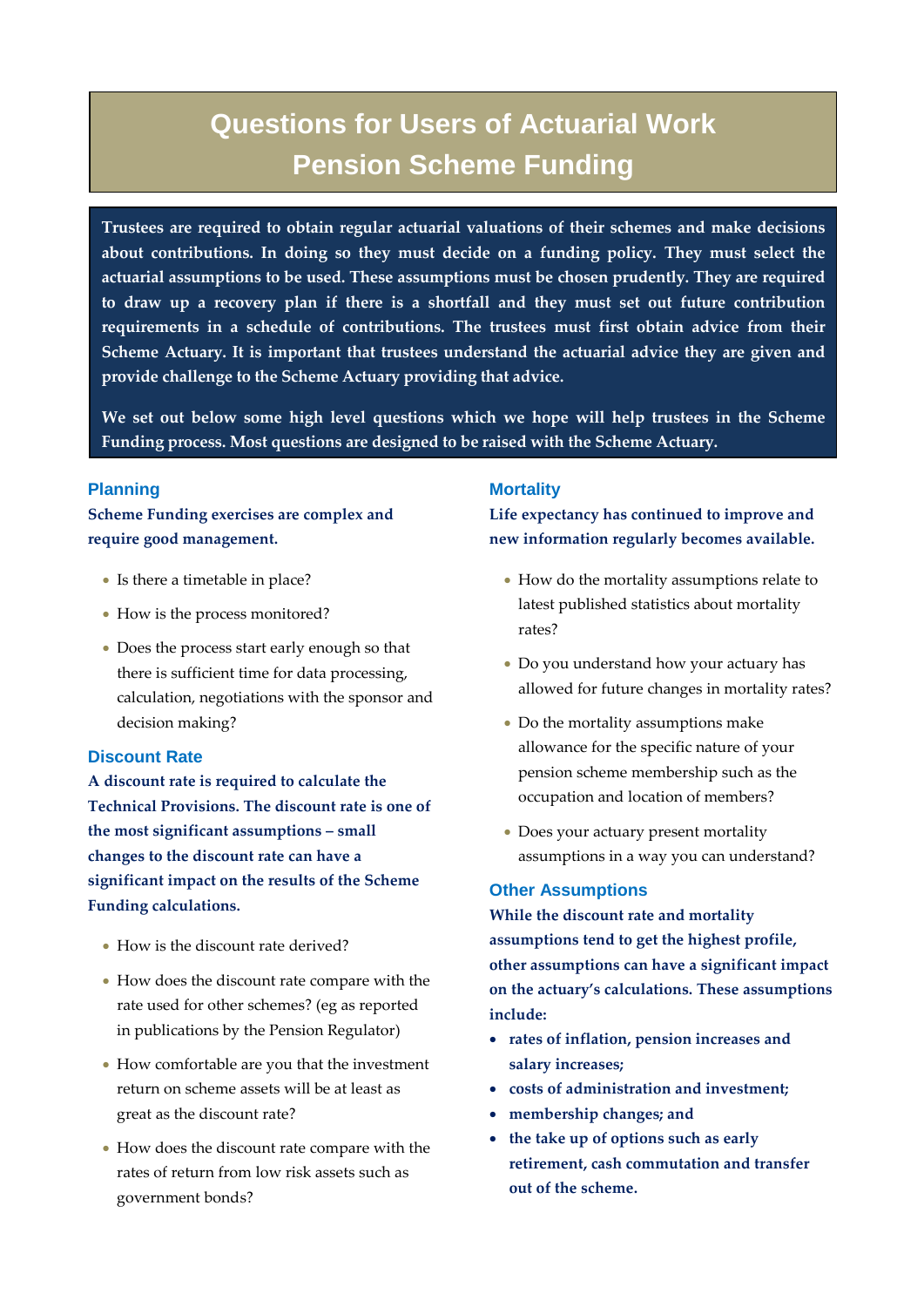# Questions for Users of Actuarial Work
# Pension Scheme Funding

**Trustees are required to obtain regular actuarial valuations of their schemes and make decisions about contributions. In doing so they must decide on a funding policy. They must select the actuarial assumptions to be used. These assumptions must be chosen prudently. They are required to draw up a recovery plan if there is a shortfall and they must set out future contribution requirements in a schedule of contributions. The trustees must first obtain advice from their Scheme Actuary. It is important that trustees understand the actuarial advice they are given and provide challenge to the Scheme Actuary providing that advice.**

**We set out below some high level questions which we hope will help trustees in the Scheme Funding process. Most questions are designed to be raised with the Scheme Actuary.**

## Planning

**Scheme Funding exercises are complex and require good management.**

- Is there a timetable in place?
- How is the process monitored?
- Does the process start early enough so that there is sufficient time for data processing, calculation, negotiations with the sponsor and decision making?

## Discount Rate

**A discount rate is required to calculate the Technical Provisions. The discount rate is one of the most significant assumptions – small changes to the discount rate can have a significant impact on the results of the Scheme Funding calculations.**

- How is the discount rate derived?
- How does the discount rate compare with the rate used for other schemes? (eg as reported in publications by the Pension Regulator)
- How comfortable are you that the investment return on scheme assets will be at least as great as the discount rate?
- How does the discount rate compare with the rates of return from low risk assets such as government bonds?

## Mortality

**Life expectancy has continued to improve and new information regularly becomes available.**

- How do the mortality assumptions relate to latest published statistics about mortality rates?
- Do you understand how your actuary has allowed for future changes in mortality rates?
- Do the mortality assumptions make allowance for the specific nature of your pension scheme membership such as the occupation and location of members?
- Does your actuary present mortality assumptions in a way you can understand?

## Other Assumptions

**While the discount rate and mortality assumptions tend to get the highest profile, other assumptions can have a significant impact on the actuary's calculations. These assumptions include:**

- **rates of inflation, pension increases and salary increases;**
- **costs of administration and investment;**
- **membership changes; and**
- **the take up of options such as early retirement, cash commutation and transfer out of the scheme.**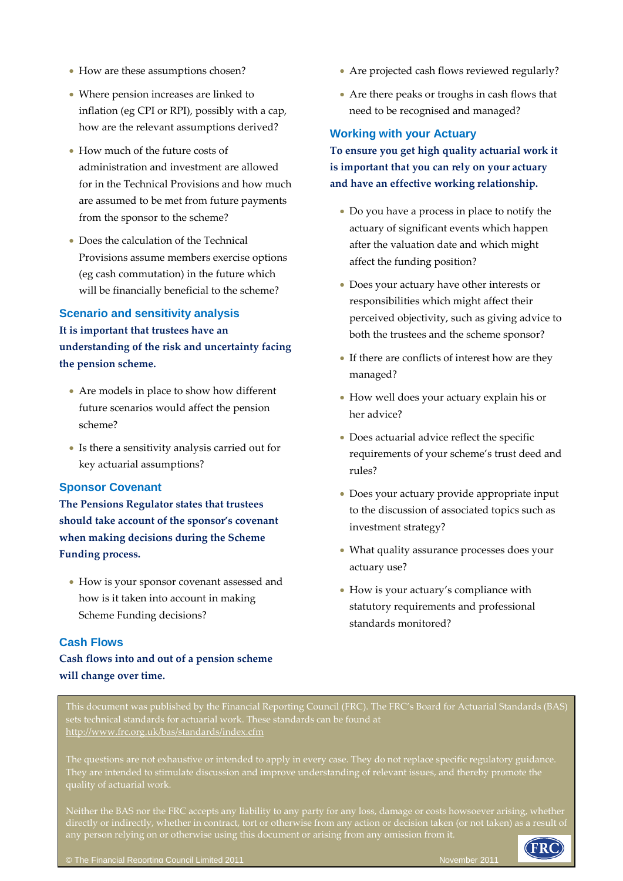- How are these assumptions chosen?
- Where pension increases are linked to inflation (eg CPI or RPI), possibly with a cap, how are the relevant assumptions derived?
- How much of the future costs of administration and investment are allowed for in the Technical Provisions and how much are assumed to be met from future payments from the sponsor to the scheme?
- Does the calculation of the Technical Provisions assume members exercise options (eg cash commutation) in the future which will be financially beneficial to the scheme?

## Scenario and sensitivity analysis

**It is important that trustees have an understanding of the risk and uncertainty facing the pension scheme.**

- Are models in place to show how different future scenarios would affect the pension scheme?
- Is there a sensitivity analysis carried out for key actuarial assumptions?

## Sponsor Covenant

**The Pensions Regulator states that trustees should take account of the sponsor's covenant when making decisions during the Scheme Funding process.**

- How is your sponsor covenant assessed and how is it taken into account in making Scheme Funding decisions?

## Cash Flows

**Cash flows into and out of a pension scheme will change over time.**

- Are projected cash flows reviewed regularly?
- Are there peaks or troughs in cash flows that need to be recognised and managed?

## Working with your Actuary

**To ensure you get high quality actuarial work it is important that you can rely on your actuary and have an effective working relationship.**

- Do you have a process in place to notify the actuary of significant events which happen after the valuation date and which might affect the funding position?
- Does your actuary have other interests or responsibilities which might affect their perceived objectivity, such as giving advice to both the trustees and the scheme sponsor?
- If there are conflicts of interest how are they managed?
- How well does your actuary explain his or her advice?
- Does actuarial advice reflect the specific requirements of your scheme's trust deed and rules?
- Does your actuary provide appropriate input to the discussion of associated topics such as investment strategy?
- What quality assurance processes does your actuary use?
- How is your actuary's compliance with statutory requirements and professional standards monitored?

This document was published by the Financial Reporting Council (FRC). The FRC's Board for Actuarial Standards (BAS) sets technical standards for actuarial work. These standards can be found at http://www.frc.org.uk/bas/standards/index.cfm

The questions are not exhaustive or intended to apply in every case. They do not replace specific regulatory guidance. They are intended to stimulate discussion and improve understanding of relevant issues, and thereby promote the quality of actuarial work.

Neither the BAS nor the FRC accepts any liability to any party for any loss, damage or costs howsoever arising, whether directly or indirectly, whether in contract, tort or otherwise from any action or decision taken (or not taken) as a result of any person relying on or otherwise using this document or arising from any omission from it.

© The Financial Reporting Council Limited 2011 November 2011